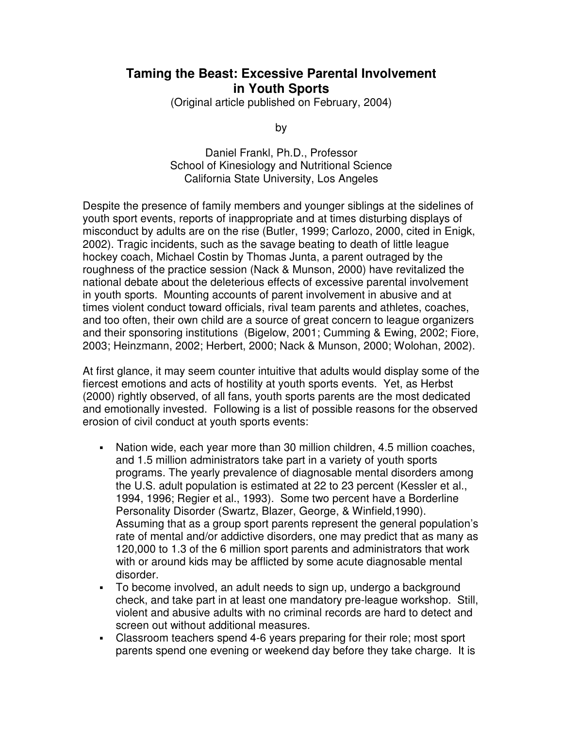# Taming the Beast: Excessive Parental Involvement in Youth Sports

(Original article published on February, 2004)

by

Daniel Frankl, Ph.D., Professor
School of Kinesiology and Nutritional Science
California State University, Los Angeles

Despite the presence of family members and younger siblings at the sidelines of youth sport events, reports of inappropriate and at times disturbing displays of misconduct by adults are on the rise (Butler, 1999; Carlozo, 2000, cited in Enigk, 2002). Tragic incidents, such as the savage beating to death of little league hockey coach, Michael Costin by Thomas Junta, a parent outraged by the roughness of the practice session (Nack & Munson, 2000) have revitalized the national debate about the deleterious effects of excessive parental involvement in youth sports. Mounting accounts of parent involvement in abusive and at times violent conduct toward officials, rival team parents and athletes, coaches, and too often, their own child are a source of great concern to league organizers and their sponsoring institutions (Bigelow, 2001; Cumming & Ewing, 2002; Fiore, 2003; Heinzmann, 2002; Herbert, 2000; Nack & Munson, 2000; Wolohan, 2002).

At first glance, it may seem counter intuitive that adults would display some of the fiercest emotions and acts of hostility at youth sports events. Yet, as Herbst (2000) rightly observed, of all fans, youth sports parents are the most dedicated and emotionally invested. Following is a list of possible reasons for the observed erosion of civil conduct at youth sports events:

- Nation wide, each year more than 30 million children, 4.5 million coaches, and 1.5 million administrators take part in a variety of youth sports programs. The yearly prevalence of diagnosable mental disorders among the U.S. adult population is estimated at 22 to 23 percent (Kessler et al., 1994, 1996; Regier et al., 1993). Some two percent have a Borderline Personality Disorder (Swartz, Blazer, George, & Winfield,1990). Assuming that as a group sport parents represent the general population's rate of mental and/or addictive disorders, one may predict that as many as 120,000 to 1.3 of the 6 million sport parents and administrators that work with or around kids may be afflicted by some acute diagnosable mental disorder.
- To become involved, an adult needs to sign up, undergo a background check, and take part in at least one mandatory pre-league workshop. Still, violent and abusive adults with no criminal records are hard to detect and screen out without additional measures.
- Classroom teachers spend 4-6 years preparing for their role; most sport parents spend one evening or weekend day before they take charge. It is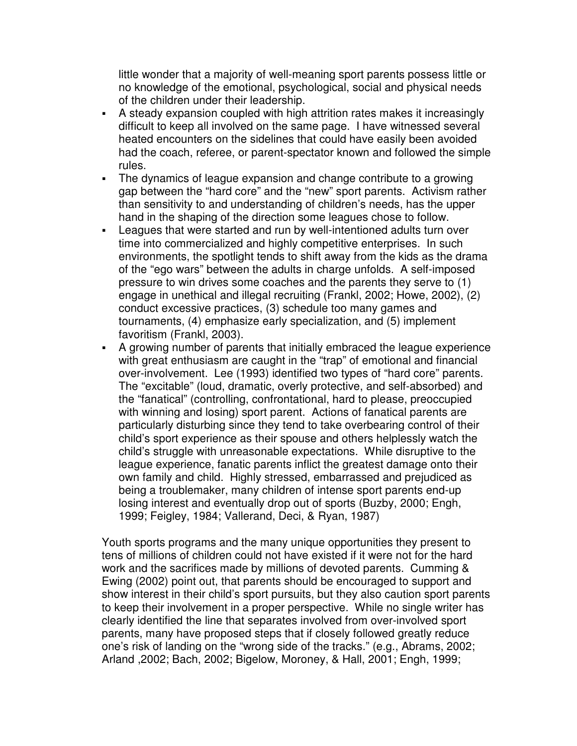little wonder that a majority of well-meaning sport parents possess little or no knowledge of the emotional, psychological, social and physical needs of the children under their leadership.

- A steady expansion coupled with high attrition rates makes it increasingly difficult to keep all involved on the same page. I have witnessed several heated encounters on the sidelines that could have easily been avoided had the coach, referee, or parent-spectator known and followed the simple rules.
- The dynamics of league expansion and change contribute to a growing gap between the "hard core" and the "new" sport parents. Activism rather than sensitivity to and understanding of children's needs, has the upper hand in the shaping of the direction some leagues chose to follow.
- Leagues that were started and run by well-intentioned adults turn over time into commercialized and highly competitive enterprises. In such environments, the spotlight tends to shift away from the kids as the drama of the "ego wars" between the adults in charge unfolds. A self-imposed pressure to win drives some coaches and the parents they serve to (1) engage in unethical and illegal recruiting (Frankl, 2002; Howe, 2002), (2) conduct excessive practices, (3) schedule too many games and tournaments, (4) emphasize early specialization, and (5) implement favoritism (Frankl, 2003).
- A growing number of parents that initially embraced the league experience with great enthusiasm are caught in the "trap" of emotional and financial over-involvement. Lee (1993) identified two types of "hard core" parents. The "excitable" (loud, dramatic, overly protective, and self-absorbed) and the "fanatical" (controlling, confrontational, hard to please, preoccupied with winning and losing) sport parent. Actions of fanatical parents are particularly disturbing since they tend to take overbearing control of their child's sport experience as their spouse and others helplessly watch the child's struggle with unreasonable expectations. While disruptive to the league experience, fanatic parents inflict the greatest damage onto their own family and child. Highly stressed, embarrassed and prejudiced as being a troublemaker, many children of intense sport parents end-up losing interest and eventually drop out of sports (Buzby, 2000; Engh, 1999; Feigley, 1984; Vallerand, Deci, & Ryan, 1987)

Youth sports programs and the many unique opportunities they present to tens of millions of children could not have existed if it were not for the hard work and the sacrifices made by millions of devoted parents. Cumming & Ewing (2002) point out, that parents should be encouraged to support and show interest in their child's sport pursuits, but they also caution sport parents to keep their involvement in a proper perspective. While no single writer has clearly identified the line that separates involved from over-involved sport parents, many have proposed steps that if closely followed greatly reduce one's risk of landing on the "wrong side of the tracks." (e.g., Abrams, 2002; Arland ,2002; Bach, 2002; Bigelow, Moroney, & Hall, 2001; Engh, 1999;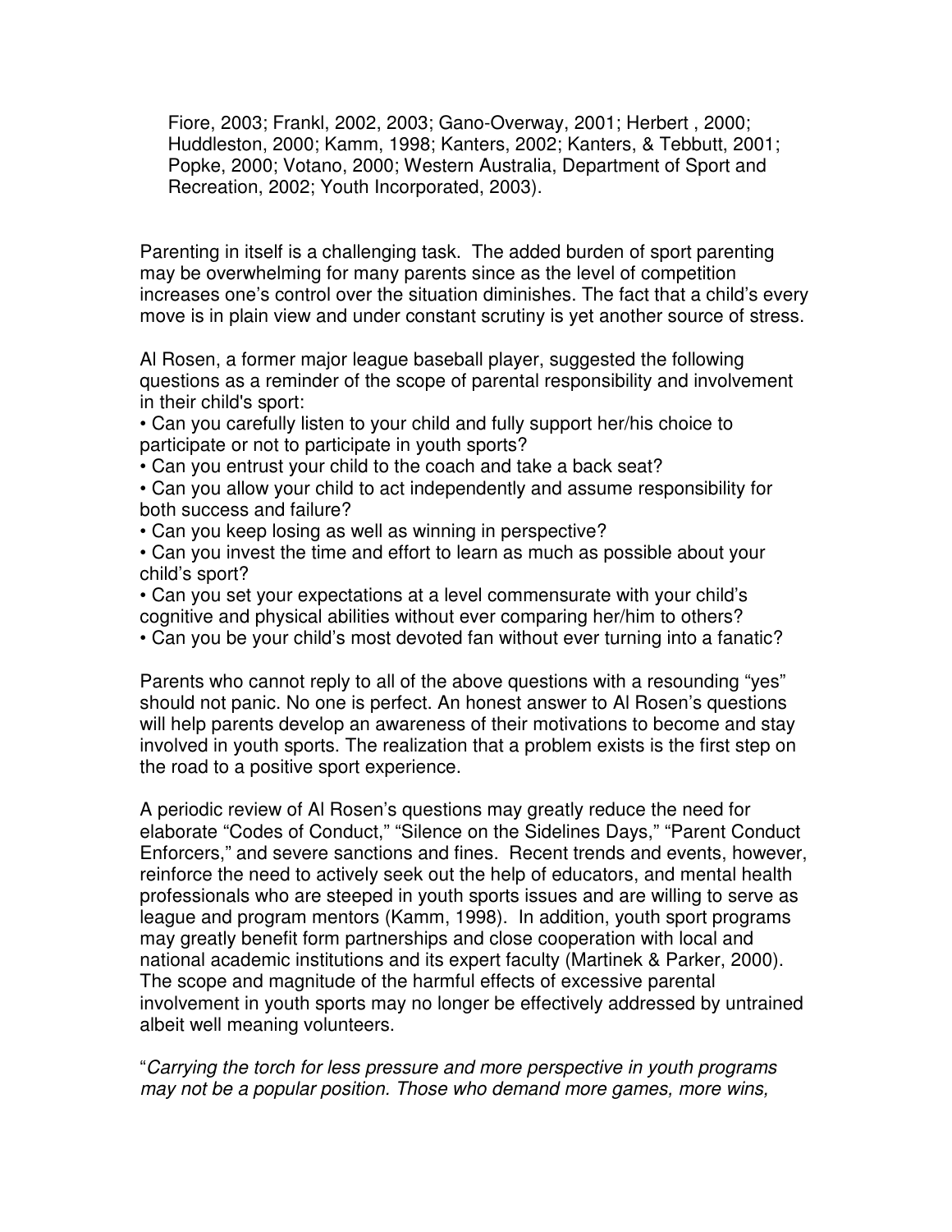Fiore, 2003; Frankl, 2002, 2003; Gano-Overway, 2001; Herbert , 2000; Huddleston, 2000; Kamm, 1998; Kanters, 2002; Kanters, & Tebbutt, 2001; Popke, 2000; Votano, 2000; Western Australia, Department of Sport and Recreation, 2002; Youth Incorporated, 2003).

Parenting in itself is a challenging task. The added burden of sport parenting may be overwhelming for many parents since as the level of competition increases one's control over the situation diminishes. The fact that a child's every move is in plain view and under constant scrutiny is yet another source of stress.

Al Rosen, a former major league baseball player, suggested the following questions as a reminder of the scope of parental responsibility and involvement in their child's sport:

- Can you carefully listen to your child and fully support her/his choice to participate or not to participate in youth sports?
- Can you entrust your child to the coach and take a back seat?
- Can you allow your child to act independently and assume responsibility for both success and failure?
- Can you keep losing as well as winning in perspective?
- Can you invest the time and effort to learn as much as possible about your child's sport?
- Can you set your expectations at a level commensurate with your child's cognitive and physical abilities without ever comparing her/him to others?
- Can you be your child's most devoted fan without ever turning into a fanatic?

Parents who cannot reply to all of the above questions with a resounding "yes" should not panic. No one is perfect. An honest answer to Al Rosen's questions will help parents develop an awareness of their motivations to become and stay involved in youth sports. The realization that a problem exists is the first step on the road to a positive sport experience.

A periodic review of Al Rosen's questions may greatly reduce the need for elaborate "Codes of Conduct," "Silence on the Sidelines Days," "Parent Conduct Enforcers," and severe sanctions and fines. Recent trends and events, however, reinforce the need to actively seek out the help of educators, and mental health professionals who are steeped in youth sports issues and are willing to serve as league and program mentors (Kamm, 1998). In addition, youth sport programs may greatly benefit form partnerships and close cooperation with local and national academic institutions and its expert faculty (Martinek & Parker, 2000). The scope and magnitude of the harmful effects of excessive parental involvement in youth sports may no longer be effectively addressed by untrained albeit well meaning volunteers.

"*Carrying the torch for less pressure and more perspective in youth programs may not be a popular position. Those who demand more games, more wins,*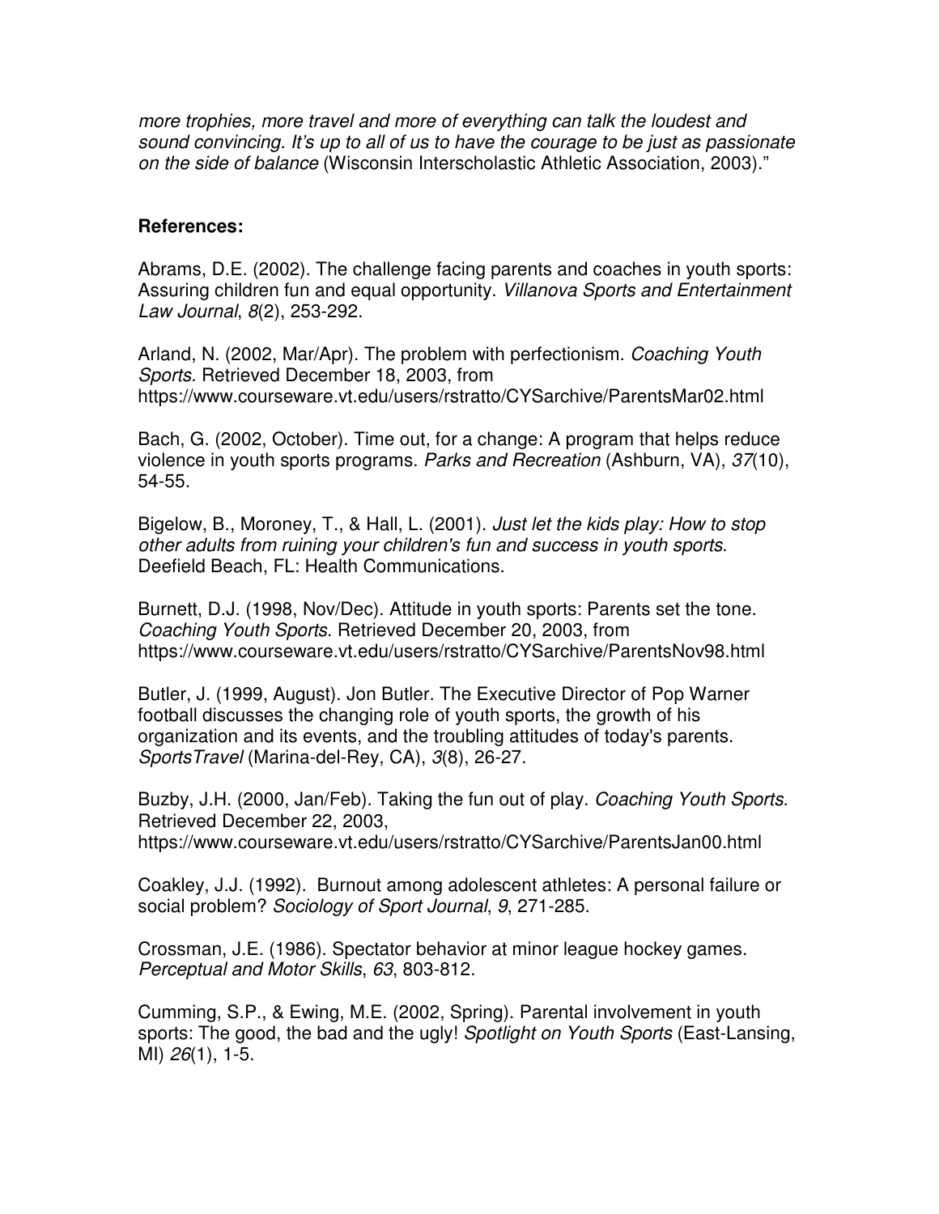*more trophies, more travel and more of everything can talk the loudest and sound convincing. It's up to all of us to have the courage to be just as passionate on the side of balance* (Wisconsin Interscholastic Athletic Association, 2003)."

**References:**

Abrams, D.E. (2002). The challenge facing parents and coaches in youth sports: Assuring children fun and equal opportunity. *Villanova Sports and Entertainment Law Journal*, *8*(2), 253-292.

Arland, N. (2002, Mar/Apr). The problem with perfectionism. *Coaching Youth Sports*. Retrieved December 18, 2003, from https://www.courseware.vt.edu/users/rstratto/CYSarchive/ParentsMar02.html

Bach, G. (2002, October). Time out, for a change: A program that helps reduce violence in youth sports programs. *Parks and Recreation* (Ashburn, VA), *37*(10), 54-55.

Bigelow, B., Moroney, T., & Hall, L. (2001). *Just let the kids play: How to stop other adults from ruining your children's fun and success in youth sports*. Deefield Beach, FL: Health Communications.

Burnett, D.J. (1998, Nov/Dec). Attitude in youth sports: Parents set the tone. *Coaching Youth Sports*. Retrieved December 20, 2003, from https://www.courseware.vt.edu/users/rstratto/CYSarchive/ParentsNov98.html

Butler, J. (1999, August). Jon Butler. The Executive Director of Pop Warner football discusses the changing role of youth sports, the growth of his organization and its events, and the troubling attitudes of today's parents. *SportsTravel* (Marina-del-Rey, CA), *3*(8), 26-27.

Buzby, J.H. (2000, Jan/Feb). Taking the fun out of play. *Coaching Youth Sports*. Retrieved December 22, 2003, https://www.courseware.vt.edu/users/rstratto/CYSarchive/ParentsJan00.html

Coakley, J.J. (1992). Burnout among adolescent athletes: A personal failure or social problem? *Sociology of Sport Journal*, *9*, 271-285.

Crossman, J.E. (1986). Spectator behavior at minor league hockey games. *Perceptual and Motor Skills*, *63*, 803-812.

Cumming, S.P., & Ewing, M.E. (2002, Spring). Parental involvement in youth sports: The good, the bad and the ugly! *Spotlight on Youth Sports* (East-Lansing, MI) *26*(1), 1-5.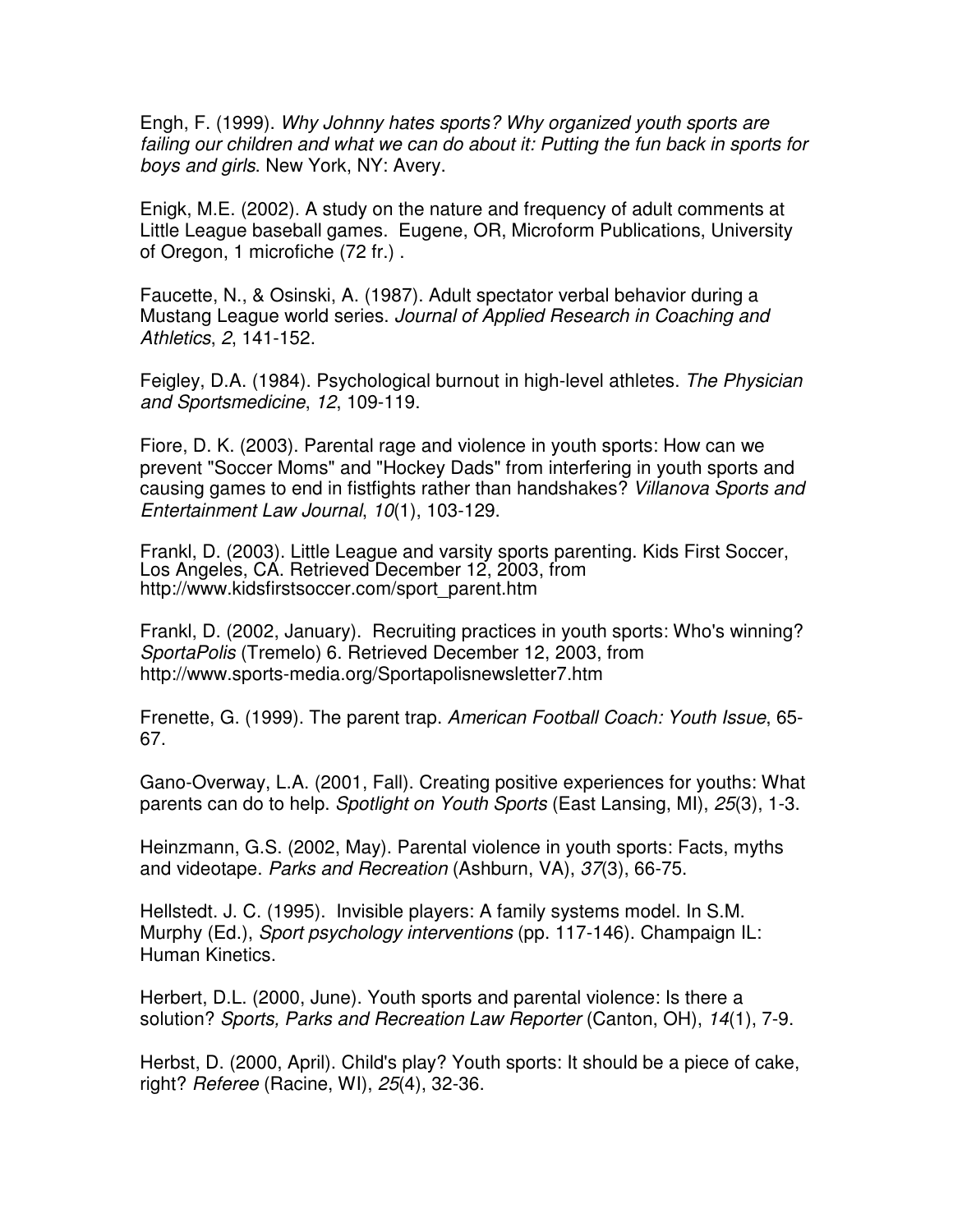Engh, F. (1999). *Why Johnny hates sports? Why organized youth sports are failing our children and what we can do about it: Putting the fun back in sports for boys and girls*. New York, NY: Avery.

Enigk, M.E. (2002). A study on the nature and frequency of adult comments at Little League baseball games. Eugene, OR, Microform Publications, University of Oregon, 1 microfiche (72 fr.) .

Faucette, N., & Osinski, A. (1987). Adult spectator verbal behavior during a Mustang League world series. *Journal of Applied Research in Coaching and Athletics*, *2*, 141-152.

Feigley, D.A. (1984). Psychological burnout in high-level athletes. *The Physician and Sportsmedicine*, *12*, 109-119.

Fiore, D. K. (2003). Parental rage and violence in youth sports: How can we prevent "Soccer Moms" and "Hockey Dads" from interfering in youth sports and causing games to end in fistfights rather than handshakes? *Villanova Sports and Entertainment Law Journal*, *10*(1), 103-129.

Frankl, D. (2003). Little League and varsity sports parenting. Kids First Soccer, Los Angeles, CA. Retrieved December 12, 2003, from http://www.kidsfirstsoccer.com/sport_parent.htm

Frankl, D. (2002, January). Recruiting practices in youth sports: Who's winning? *SportaPolis* (Tremelo) 6. Retrieved December 12, 2003, from http://www.sports-media.org/Sportapolisnewsletter7.htm

Frenette, G. (1999). The parent trap. *American Football Coach: Youth Issue*, 65-67.

Gano-Overway, L.A. (2001, Fall). Creating positive experiences for youths: What parents can do to help. *Spotlight on Youth Sports* (East Lansing, MI), *25*(3), 1-3.

Heinzmann, G.S. (2002, May). Parental violence in youth sports: Facts, myths and videotape. *Parks and Recreation* (Ashburn, VA), *37*(3), 66-75.

Hellstedt. J. C. (1995). Invisible players: A family systems model. In S.M. Murphy (Ed.), *Sport psychology interventions* (pp. 117-146). Champaign IL: Human Kinetics.

Herbert, D.L. (2000, June). Youth sports and parental violence: Is there a solution? *Sports, Parks and Recreation Law Reporter* (Canton, OH), *14*(1), 7-9.

Herbst, D. (2000, April). Child's play? Youth sports: It should be a piece of cake, right? *Referee* (Racine, WI), *25*(4), 32-36.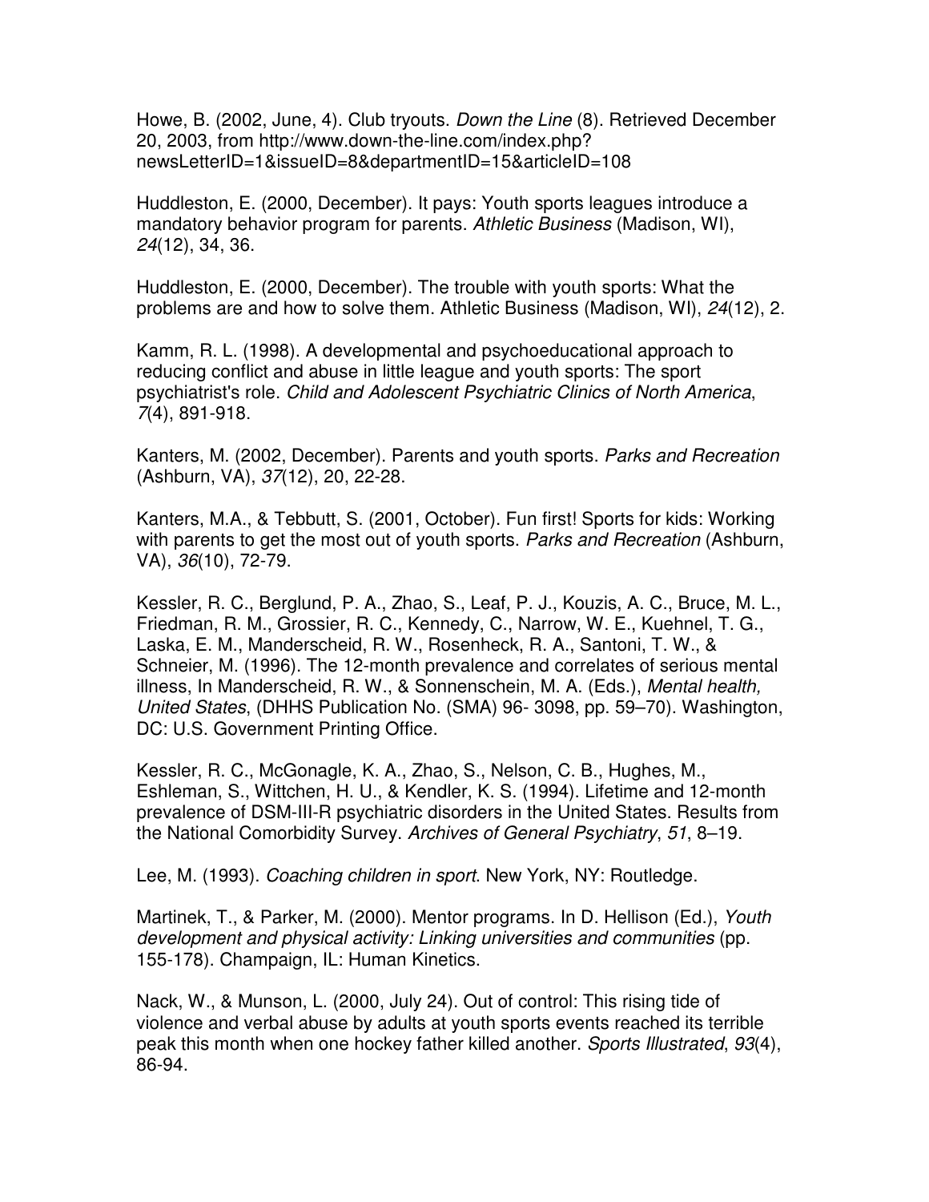Howe, B. (2002, June, 4). Club tryouts. *Down the Line* (8). Retrieved December 20, 2003, from http://www.down-the-line.com/index.php?newsLetterID=1&issueID=8&departmentID=15&articleID=108

Huddleston, E. (2000, December). It pays: Youth sports leagues introduce a mandatory behavior program for parents. *Athletic Business* (Madison, WI), *24*(12), 34, 36.

Huddleston, E. (2000, December). The trouble with youth sports: What the problems are and how to solve them. Athletic Business (Madison, WI), *24*(12), 2.

Kamm, R. L. (1998). A developmental and psychoeducational approach to reducing conflict and abuse in little league and youth sports: The sport psychiatrist's role. *Child and Adolescent Psychiatric Clinics of North America*, *7*(4), 891-918.

Kanters, M. (2002, December). Parents and youth sports. *Parks and Recreation* (Ashburn, VA), *37*(12), 20, 22-28.

Kanters, M.A., & Tebbutt, S. (2001, October). Fun first! Sports for kids: Working with parents to get the most out of youth sports. *Parks and Recreation* (Ashburn, VA), *36*(10), 72-79.

Kessler, R. C., Berglund, P. A., Zhao, S., Leaf, P. J., Kouzis, A. C., Bruce, M. L., Friedman, R. M., Grossier, R. C., Kennedy, C., Narrow, W. E., Kuehnel, T. G., Laska, E. M., Manderscheid, R. W., Rosenheck, R. A., Santoni, T. W., & Schneier, M. (1996). The 12-month prevalence and correlates of serious mental illness, In Manderscheid, R. W., & Sonnenschein, M. A. (Eds.), *Mental health, United States*, (DHHS Publication No. (SMA) 96- 3098, pp. 59–70). Washington, DC: U.S. Government Printing Office.

Kessler, R. C., McGonagle, K. A., Zhao, S., Nelson, C. B., Hughes, M., Eshleman, S., Wittchen, H. U., & Kendler, K. S. (1994). Lifetime and 12-month prevalence of DSM-III-R psychiatric disorders in the United States. Results from the National Comorbidity Survey. *Archives of General Psychiatry*, *51*, 8–19.

Lee, M. (1993). *Coaching children in sport*. New York, NY: Routledge.

Martinek, T., & Parker, M. (2000). Mentor programs. In D. Hellison (Ed.), *Youth development and physical activity: Linking universities and communities* (pp. 155-178). Champaign, IL: Human Kinetics.

Nack, W., & Munson, L. (2000, July 24). Out of control: This rising tide of violence and verbal abuse by adults at youth sports events reached its terrible peak this month when one hockey father killed another. *Sports Illustrated*, *93*(4), 86-94.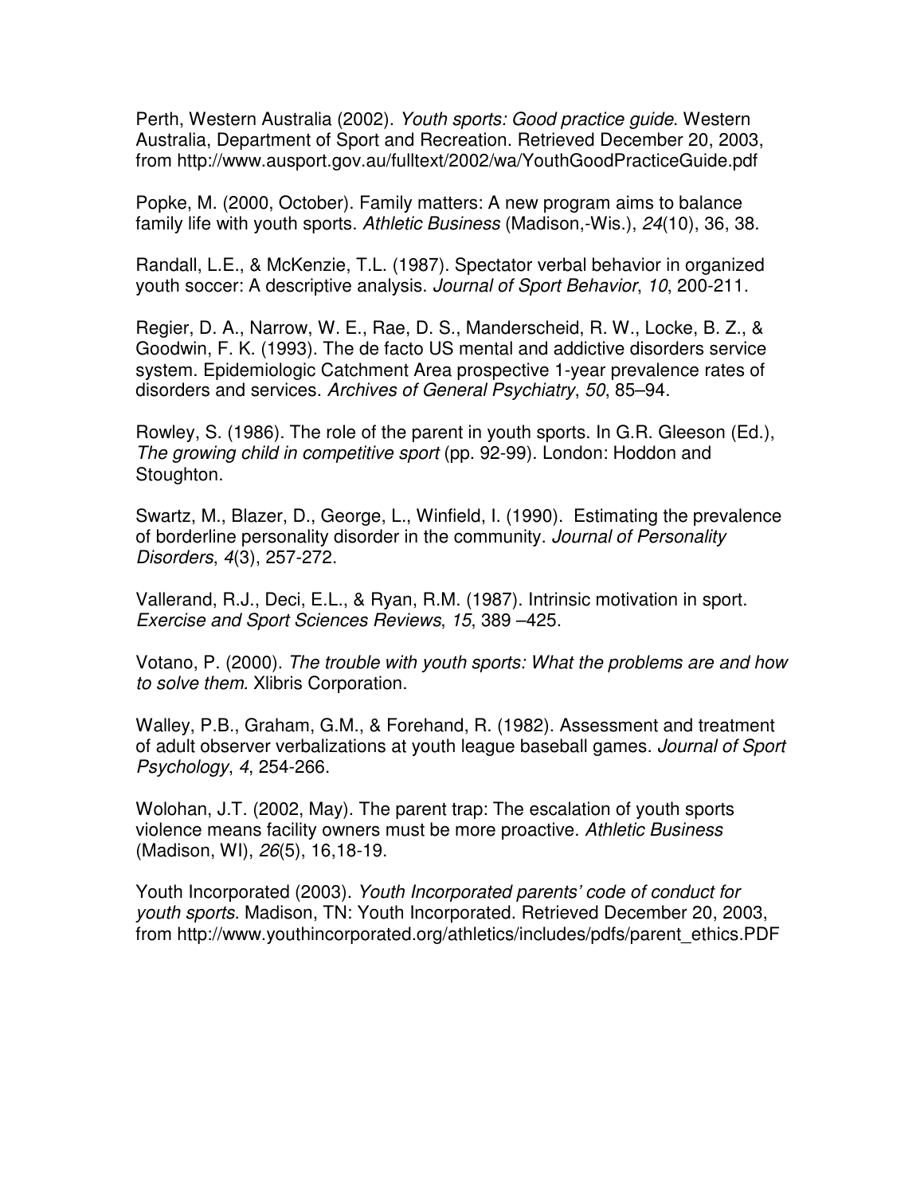Perth, Western Australia (2002). *Youth sports: Good practice guide*. Western Australia, Department of Sport and Recreation. Retrieved December 20, 2003, from http://www.ausport.gov.au/fulltext/2002/wa/YouthGoodPracticeGuide.pdf

Popke, M. (2000, October). Family matters: A new program aims to balance family life with youth sports. *Athletic Business* (Madison,-Wis.), *24*(10), 36, 38.

Randall, L.E., & McKenzie, T.L. (1987). Spectator verbal behavior in organized youth soccer: A descriptive analysis. *Journal of Sport Behavior*, *10*, 200-211.

Regier, D. A., Narrow, W. E., Rae, D. S., Manderscheid, R. W., Locke, B. Z., & Goodwin, F. K. (1993). The de facto US mental and addictive disorders service system. Epidemiologic Catchment Area prospective 1-year prevalence rates of disorders and services. *Archives of General Psychiatry*, *50*, 85–94.

Rowley, S. (1986). The role of the parent in youth sports. In G.R. Gleeson (Ed.), *The growing child in competitive sport* (pp. 92-99). London: Hoddon and Stoughton.

Swartz, M., Blazer, D., George, L., Winfield, I. (1990). Estimating the prevalence of borderline personality disorder in the community. *Journal of Personality Disorders*, *4*(3), 257-272.

Vallerand, R.J., Deci, E.L., & Ryan, R.M. (1987). Intrinsic motivation in sport. *Exercise and Sport Sciences Reviews*, *15*, 389 –425.

Votano, P. (2000). *The trouble with youth sports: What the problems are and how to solve them.* Xlibris Corporation.

Walley, P.B., Graham, G.M., & Forehand, R. (1982). Assessment and treatment of adult observer verbalizations at youth league baseball games. *Journal of Sport Psychology*, *4*, 254-266.

Wolohan, J.T. (2002, May). The parent trap: The escalation of youth sports violence means facility owners must be more proactive. *Athletic Business* (Madison, WI), *26*(5), 16,18-19.

Youth Incorporated (2003). *Youth Incorporated parents' code of conduct for youth sports*. Madison, TN: Youth Incorporated. Retrieved December 20, 2003, from http://www.youthincorporated.org/athletics/includes/pdfs/parent_ethics.PDF